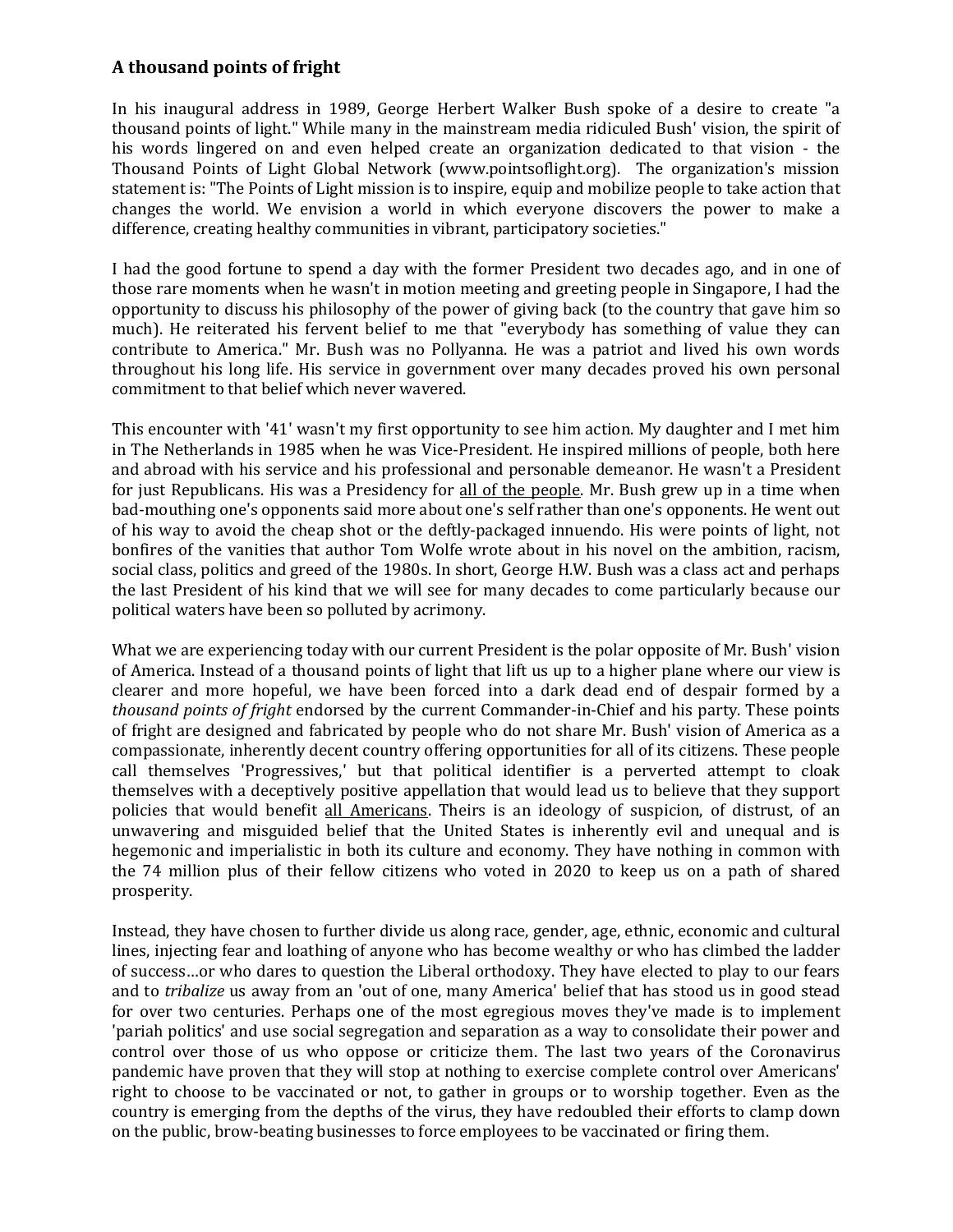### A thousand points of fright

In his inaugural address in 1989, George Herbert Walker Bush spoke of a desire to create "a thousand points of light." While many in the mainstream media ridiculed Bush' vision, the spirit of his words lingered on and even helped create an organization dedicated to that vision - the Thousand Points of Light Global Network (www.pointsoflight.org). The organization's mission statement is: "The Points of Light mission is to inspire, equip and mobilize people to take action that changes the world. We envision a world in which everyone discovers the power to make a difference, creating healthy communities in vibrant, participatory societies."

I had the good fortune to spend a day with the former President two decades ago, and in one of those rare moments when he wasn't in motion meeting and greeting people in Singapore, I had the opportunity to discuss his philosophy of the power of giving back (to the country that gave him so much). He reiterated his fervent belief to me that "everybody has something of value they can contribute to America." Mr. Bush was no Pollyanna. He was a patriot and lived his own words throughout his long life. His service in government over many decades proved his own personal commitment to that belief which never wavered.

This encounter with '41' wasn't my first opportunity to see him action. My daughter and I met him in The Netherlands in 1985 when he was Vice-President. He inspired millions of people, both here and abroad with his service and his professional and personable demeanor. He wasn't a President for just Republicans. His was a Presidency for <u>all of the people</u>. Mr. Bush grew up in a time when bad-mouthing one's opponents said more about one's self rather than one's opponents. He went out of his way to avoid the cheap shot or the deftly-packaged innuendo. His were points of light, not bonfires of the vanities that author Tom Wolfe wrote about in his novel on the ambition, racism, social class, politics and greed of the 1980s. In short, George H.W. Bush was a class act and perhaps the last President of his kind that we will see for many decades to come particularly because our political waters have been so polluted by acrimony.

What we are experiencing today with our current President is the polar opposite of Mr. Bush' vision of America. Instead of a thousand points of light that lift us up to a higher plane where our view is clearer and more hopeful, we have been forced into a dark dead end of despair formed by a *thousand points of fright* endorsed by the current Commander-in-Chief and his party. These points of fright are designed and fabricated by people who do not share Mr. Bush' vision of America as a compassionate, inherently decent country offering opportunities for all of its citizens. These people call themselves 'Progressives,' but that political identifier is a perverted attempt to cloak themselves with a deceptively positive appellation that would lead us to believe that they support policies that would benefit <u>all Americans</u>. Theirs is an ideology of suspicion, of distrust, of an unwavering and misguided belief that the United States is inherently evil and unequal and is hegemonic and imperialistic in both its culture and economy. They have nothing in common with the 74 million plus of their fellow citizens who voted in 2020 to keep us on a path of shared prosperity.

Instead, they have chosen to further divide us along race, gender, age, ethnic, economic and cultural lines, injecting fear and loathing of anyone who has become wealthy or who has climbed the ladder of success…or who dares to question the Liberal orthodoxy. They have elected to play to our fears and to *tribalize* us away from an 'out of one, many America' belief that has stood us in good stead for over two centuries. Perhaps one of the most egregious moves they've made is to implement 'pariah politics' and use social segregation and separation as a way to consolidate their power and control over those of us who oppose or criticize them. The last two years of the Coronavirus pandemic have proven that they will stop at nothing to exercise complete control over Americans' right to choose to be vaccinated or not, to gather in groups or to worship together. Even as the country is emerging from the depths of the virus, they have redoubled their efforts to clamp down on the public, brow-beating businesses to force employees to be vaccinated or firing them.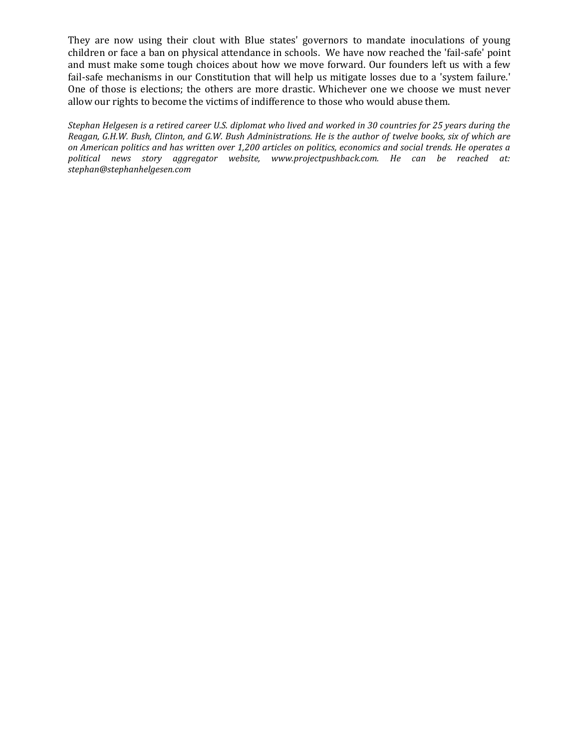They are now using their clout with Blue states' governors to mandate inoculations of young children or face a ban on physical attendance in schools. We have now reached the 'fail-safe' point and must make some tough choices about how we move forward. Our founders left us with a few fail-safe mechanisms in our Constitution that will help us mitigate losses due to a 'system failure.' One of those is elections; the others are more drastic. Whichever one we choose we must never allow our rights to become the victims of indifference to those who would abuse them.

*Stephan Helgesen is a retired career U.S. diplomat who lived and worked in 30 countries for 25 years during the Reagan, G.H.W. Bush, Clinton, and G.W. Bush Administrations. He is the author of twelve books, six of which are on American politics and has written over 1,200 articles on politics, economics and social trends. He operates a political news story aggregator website, www.projectpushback.com. He can be reached at: stephan@stephanhelgesen.com*